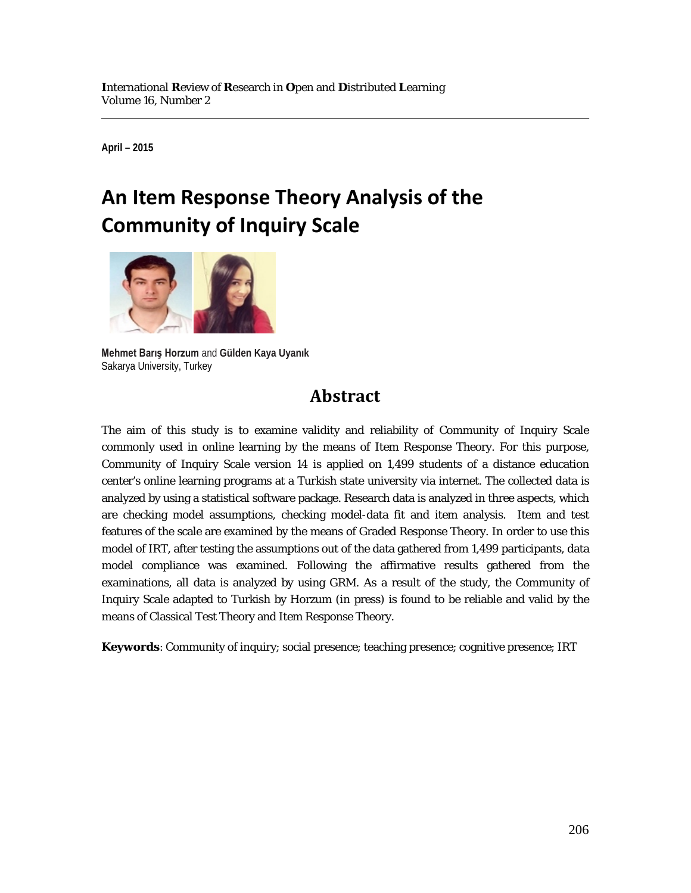**I**nternational **R**eview of **R**esearch in **O**pen and **D**istributed **L**earning
Volume 16, Number 2

**April – 2015**

# An Item Response Theory Analysis of the Community of Inquiry Scale

**Mehmet Barış Horzum** and **Gülden Kaya Uyanık**
Sakarya University, Turkey

## Abstract

The aim of this study is to examine validity and reliability of Community of Inquiry Scale commonly used in online learning by the means of Item Response Theory. For this purpose, Community of Inquiry Scale version 14 is applied on 1,499 students of a distance education center's online learning programs at a Turkish state university via internet. The collected data is analyzed by using a statistical software package. Research data is analyzed in three aspects, which are checking model assumptions, checking model-data fit and item analysis. Item and test features of the scale are examined by the means of Graded Response Theory. In order to use this model of IRT, after testing the assumptions out of the data gathered from 1,499 participants, data model compliance was examined. Following the affirmative results gathered from the examinations, all data is analyzed by using GRM. As a result of the study, the Community of Inquiry Scale adapted to Turkish by Horzum (in press) is found to be reliable and valid by the means of Classical Test Theory and Item Response Theory.

**Keywords**: Community of inquiry; social presence; teaching presence; cognitive presence; IRT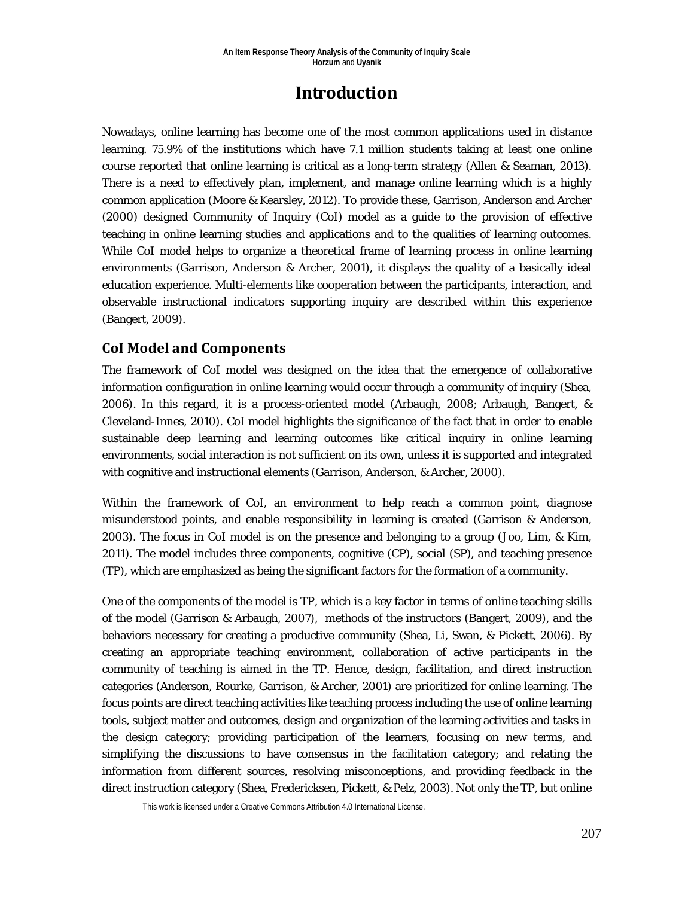# Introduction

Nowadays, online learning has become one of the most common applications used in distance learning. 75.9% of the institutions which have 7.1 million students taking at least one online course reported that online learning is critical as a long-term strategy (Allen & Seaman, 2013). There is a need to effectively plan, implement, and manage online learning which is a highly common application (Moore & Kearsley, 2012). To provide these, Garrison, Anderson and Archer (2000) designed Community of Inquiry (CoI) model as a guide to the provision of effective teaching in online learning studies and applications and to the qualities of learning outcomes. While CoI model helps to organize a theoretical frame of learning process in online learning environments (Garrison, Anderson & Archer, 2001), it displays the quality of a basically ideal education experience. Multi-elements like cooperation between the participants, interaction, and observable instructional indicators supporting inquiry are described within this experience (Bangert, 2009).

## CoI Model and Components

The framework of CoI model was designed on the idea that the emergence of collaborative information configuration in online learning would occur through a community of inquiry (Shea, 2006). In this regard, it is a process-oriented model (Arbaugh, 2008; Arbaugh, Bangert, & Cleveland-Innes, 2010). CoI model highlights the significance of the fact that in order to enable sustainable deep learning and learning outcomes like critical inquiry in online learning environments, social interaction is not sufficient on its own, unless it is supported and integrated with cognitive and instructional elements (Garrison, Anderson, & Archer, 2000).

Within the framework of CoI, an environment to help reach a common point, diagnose misunderstood points, and enable responsibility in learning is created (Garrison & Anderson, 2003). The focus in CoI model is on the presence and belonging to a group (Joo, Lim, & Kim, 2011). The model includes three components, cognitive (CP), social (SP), and teaching presence (TP), which are emphasized as being the significant factors for the formation of a community.

One of the components of the model is TP, which is a key factor in terms of online teaching skills of the model (Garrison & Arbaugh, 2007), methods of the instructors (Bangert, 2009), and the behaviors necessary for creating a productive community (Shea, Li, Swan, & Pickett, 2006). By creating an appropriate teaching environment, collaboration of active participants in the community of teaching is aimed in the TP. Hence, design, facilitation, and direct instruction categories (Anderson, Rourke, Garrison, & Archer, 2001) are prioritized for online learning. The focus points are direct teaching activities like teaching process including the use of online learning tools, subject matter and outcomes, design and organization of the learning activities and tasks in the design category; providing participation of the learners, focusing on new terms, and simplifying the discussions to have consensus in the facilitation category; and relating the information from different sources, resolving misconceptions, and providing feedback in the direct instruction category (Shea, Fredericksen, Pickett, & Pelz, 2003). Not only the TP, but online

This work is licensed under a Creative Commons Attribution 4.0 International License.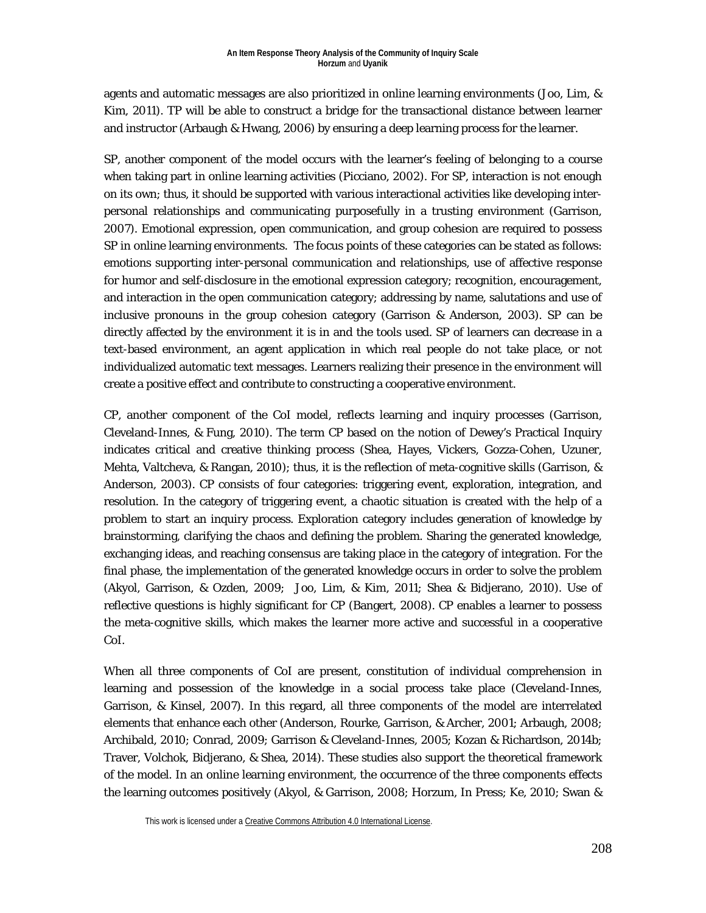agents and automatic messages are also prioritized in online learning environments (Joo, Lim, & Kim, 2011). TP will be able to construct a bridge for the transactional distance between learner and instructor (Arbaugh & Hwang, 2006) by ensuring a deep learning process for the learner.

SP, another component of the model occurs with the learner's feeling of belonging to a course when taking part in online learning activities (Picciano, 2002). For SP, interaction is not enough on its own; thus, it should be supported with various interactional activities like developing inter-personal relationships and communicating purposefully in a trusting environment (Garrison, 2007). Emotional expression, open communication, and group cohesion are required to possess SP in online learning environments. The focus points of these categories can be stated as follows: emotions supporting inter-personal communication and relationships, use of affective response for humor and self-disclosure in the emotional expression category; recognition, encouragement, and interaction in the open communication category; addressing by name, salutations and use of inclusive pronouns in the group cohesion category (Garrison & Anderson, 2003). SP can be directly affected by the environment it is in and the tools used. SP of learners can decrease in a text-based environment, an agent application in which real people do not take place, or not individualized automatic text messages. Learners realizing their presence in the environment will create a positive effect and contribute to constructing a cooperative environment.

CP, another component of the CoI model, reflects learning and inquiry processes (Garrison, Cleveland-Innes, & Fung, 2010). The term CP based on the notion of Dewey's Practical Inquiry indicates critical and creative thinking process (Shea, Hayes, Vickers, Gozza-Cohen, Uzuner, Mehta, Valtcheva, & Rangan, 2010); thus, it is the reflection of meta-cognitive skills (Garrison, & Anderson, 2003). CP consists of four categories: triggering event, exploration, integration, and resolution. In the category of triggering event, a chaotic situation is created with the help of a problem to start an inquiry process. Exploration category includes generation of knowledge by brainstorming, clarifying the chaos and defining the problem. Sharing the generated knowledge, exchanging ideas, and reaching consensus are taking place in the category of integration. For the final phase, the implementation of the generated knowledge occurs in order to solve the problem (Akyol, Garrison, & Ozden, 2009; Joo, Lim, & Kim, 2011; Shea & Bidjerano, 2010). Use of reflective questions is highly significant for CP (Bangert, 2008). CP enables a learner to possess the meta-cognitive skills, which makes the learner more active and successful in a cooperative CoI.

When all three components of CoI are present, constitution of individual comprehension in learning and possession of the knowledge in a social process take place (Cleveland-Innes, Garrison, & Kinsel, 2007). In this regard, all three components of the model are interrelated elements that enhance each other (Anderson, Rourke, Garrison, & Archer, 2001; Arbaugh, 2008; Archibald, 2010; Conrad, 2009; Garrison & Cleveland-Innes, 2005; Kozan & Richardson, 2014b; Traver, Volchok, Bidjerano, & Shea, 2014). These studies also support the theoretical framework of the model. In an online learning environment, the occurrence of the three components effects the learning outcomes positively (Akyol, & Garrison, 2008; Horzum, In Press; Ke, 2010; Swan &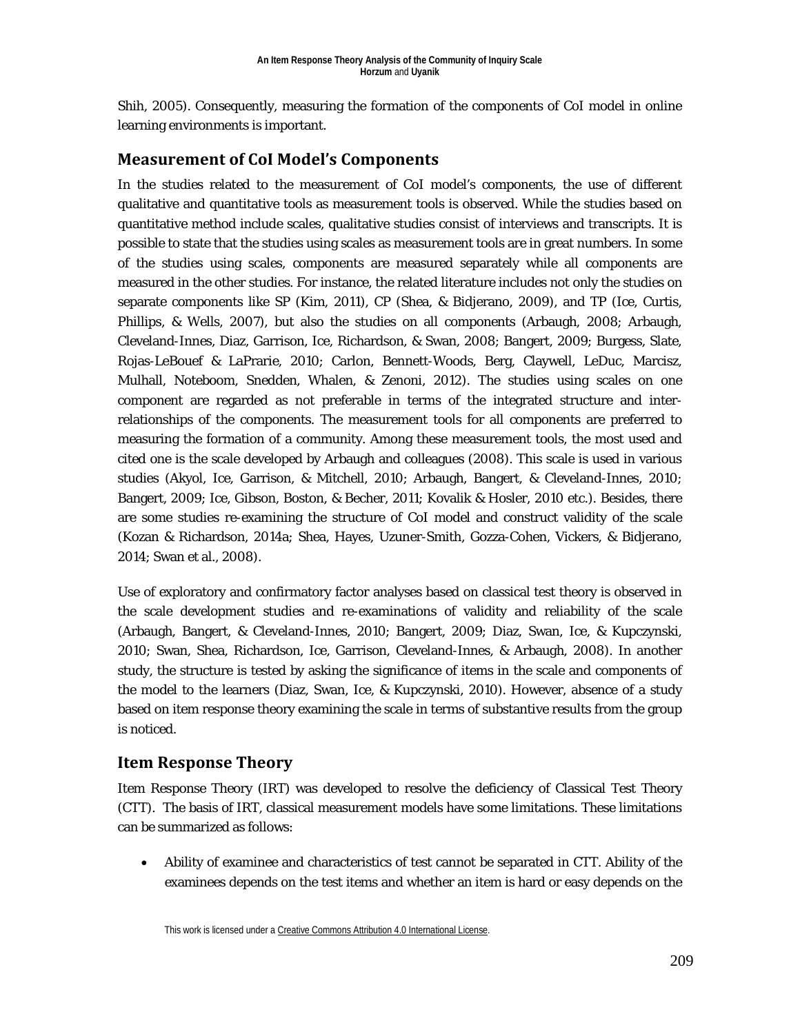Shih, 2005). Consequently, measuring the formation of the components of CoI model in online learning environments is important.

## Measurement of CoI Model's Components

In the studies related to the measurement of CoI model's components, the use of different qualitative and quantitative tools as measurement tools is observed. While the studies based on quantitative method include scales, qualitative studies consist of interviews and transcripts. It is possible to state that the studies using scales as measurement tools are in great numbers. In some of the studies using scales, components are measured separately while all components are measured in the other studies. For instance, the related literature includes not only the studies on separate components like SP (Kim, 2011), CP (Shea, & Bidjerano, 2009), and TP (Ice, Curtis, Phillips, & Wells, 2007), but also the studies on all components (Arbaugh, 2008; Arbaugh, Cleveland-Innes, Diaz, Garrison, Ice, Richardson, & Swan, 2008; Bangert, 2009; Burgess, Slate, Rojas-LeBouef & LaPrarie, 2010; Carlon, Bennett-Woods, Berg, Claywell, LeDuc, Marcisz, Mulhall, Noteboom, Snedden, Whalen, & Zenoni, 2012). The studies using scales on one component are regarded as not preferable in terms of the integrated structure and inter-relationships of the components. The measurement tools for all components are preferred to measuring the formation of a community. Among these measurement tools, the most used and cited one is the scale developed by Arbaugh and colleagues (2008). This scale is used in various studies (Akyol, Ice, Garrison, & Mitchell, 2010; Arbaugh, Bangert, & Cleveland-Innes, 2010; Bangert, 2009; Ice, Gibson, Boston, & Becher, 2011; Kovalik & Hosler, 2010 etc.). Besides, there are some studies re-examining the structure of CoI model and construct validity of the scale (Kozan & Richardson, 2014a; Shea, Hayes, Uzuner-Smith, Gozza-Cohen, Vickers, & Bidjerano, 2014; Swan et al., 2008).

Use of exploratory and confirmatory factor analyses based on classical test theory is observed in the scale development studies and re-examinations of validity and reliability of the scale (Arbaugh, Bangert, & Cleveland-Innes, 2010; Bangert, 2009; Diaz, Swan, Ice, & Kupczynski, 2010; Swan, Shea, Richardson, Ice, Garrison, Cleveland-Innes, & Arbaugh, 2008). In another study, the structure is tested by asking the significance of items in the scale and components of the model to the learners (Diaz, Swan, Ice, & Kupczynski, 2010). However, absence of a study based on item response theory examining the scale in terms of substantive results from the group is noticed.

## Item Response Theory

Item Response Theory (IRT) was developed to resolve the deficiency of Classical Test Theory (CTT). The basis of IRT, classical measurement models have some limitations. These limitations can be summarized as follows:

- Ability of examinee and characteristics of test cannot be separated in CTT. Ability of the examinees depends on the test items and whether an item is hard or easy depends on the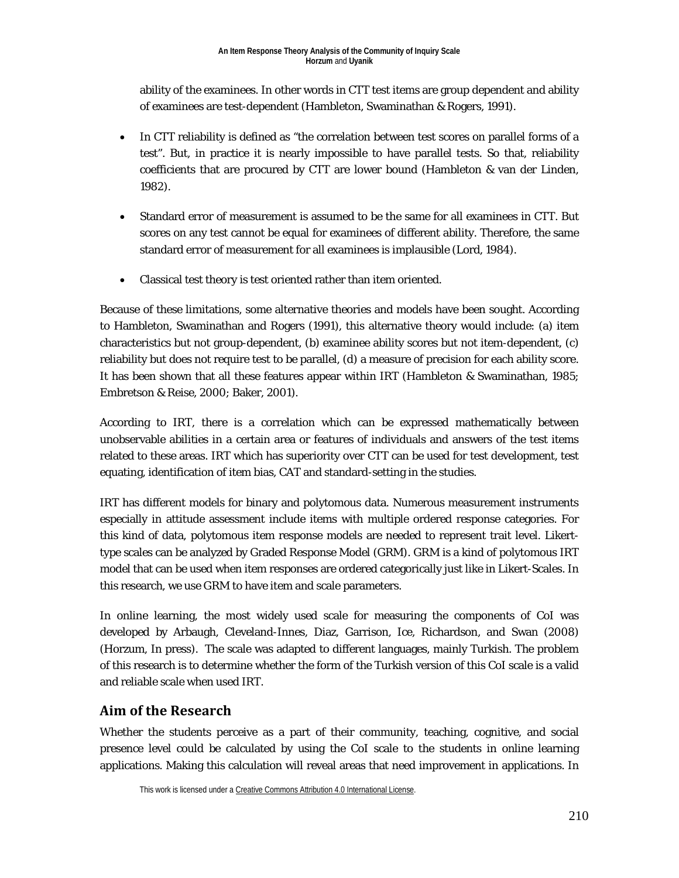ability of the examinees. In other words in CTT test items are group dependent and ability of examinees are test-dependent (Hambleton, Swaminathan & Rogers, 1991).

- In CTT reliability is defined as "the correlation between test scores on parallel forms of a test". But, in practice it is nearly impossible to have parallel tests. So that, reliability coefficients that are procured by CTT are lower bound (Hambleton & van der Linden, 1982).
- Standard error of measurement is assumed to be the same for all examinees in CTT. But scores on any test cannot be equal for examinees of different ability. Therefore, the same standard error of measurement for all examinees is implausible (Lord, 1984).
- Classical test theory is test oriented rather than item oriented.

Because of these limitations, some alternative theories and models have been sought. According to Hambleton, Swaminathan and Rogers (1991), this alternative theory would include: (a) item characteristics but not group-dependent, (b) examinee ability scores but not item-dependent, (c) reliability but does not require test to be parallel, (d) a measure of precision for each ability score. It has been shown that all these features appear within IRT (Hambleton & Swaminathan, 1985; Embretson & Reise, 2000; Baker, 2001).

According to IRT, there is a correlation which can be expressed mathematically between unobservable abilities in a certain area or features of individuals and answers of the test items related to these areas. IRT which has superiority over CTT can be used for test development, test equating, identification of item bias, CAT and standard-setting in the studies.

IRT has different models for binary and polytomous data. Numerous measurement instruments especially in attitude assessment include items with multiple ordered response categories. For this kind of data, polytomous item response models are needed to represent trait level. Likert-type scales can be analyzed by Graded Response Model (GRM). GRM is a kind of polytomous IRT model that can be used when item responses are ordered categorically just like in Likert-Scales. In this research, we use GRM to have item and scale parameters.

In online learning, the most widely used scale for measuring the components of CoI was developed by Arbaugh, Cleveland-Innes, Diaz, Garrison, Ice, Richardson, and Swan (2008) (Horzum, In press). The scale was adapted to different languages, mainly Turkish. The problem of this research is to determine whether the form of the Turkish version of this CoI scale is a valid and reliable scale when used IRT.

## Aim of the Research

Whether the students perceive as a part of their community, teaching, cognitive, and social presence level could be calculated by using the CoI scale to the students in online learning applications. Making this calculation will reveal areas that need improvement in applications. In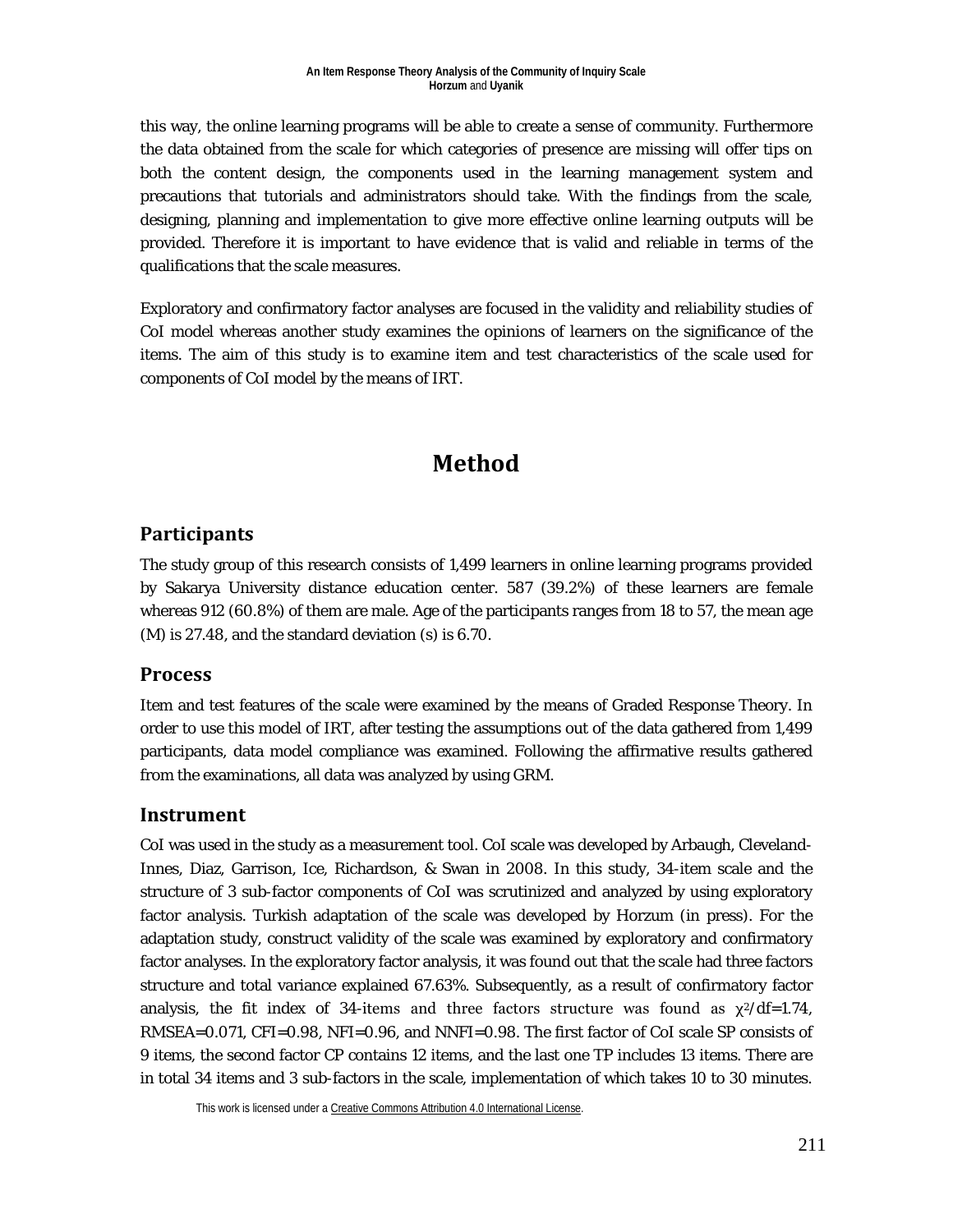this way, the online learning programs will be able to create a sense of community. Furthermore the data obtained from the scale for which categories of presence are missing will offer tips on both the content design, the components used in the learning management system and precautions that tutorials and administrators should take. With the findings from the scale, designing, planning and implementation to give more effective online learning outputs will be provided. Therefore it is important to have evidence that is valid and reliable in terms of the qualifications that the scale measures.

Exploratory and confirmatory factor analyses are focused in the validity and reliability studies of CoI model whereas another study examines the opinions of learners on the significance of the items. The aim of this study is to examine item and test characteristics of the scale used for components of CoI model by the means of IRT.

# Method

## Participants

The study group of this research consists of 1,499 learners in online learning programs provided by Sakarya University distance education center. 587 (39.2%) of these learners are female whereas 912 (60.8%) of them are male. Age of the participants ranges from 18 to 57, the mean age (M) is 27.48, and the standard deviation (s) is 6.70.

## Process

Item and test features of the scale were examined by the means of Graded Response Theory. In order to use this model of IRT, after testing the assumptions out of the data gathered from 1,499 participants, data model compliance was examined. Following the affirmative results gathered from the examinations, all data was analyzed by using GRM.

## Instrument

CoI was used in the study as a measurement tool. CoI scale was developed by Arbaugh, Cleveland-Innes, Diaz, Garrison, Ice, Richardson, & Swan in 2008. In this study, 34-item scale and the structure of 3 sub-factor components of CoI was scrutinized and analyzed by using exploratory factor analysis. Turkish adaptation of the scale was developed by Horzum (in press). For the adaptation study, construct validity of the scale was examined by exploratory and confirmatory factor analyses. In the exploratory factor analysis, it was found out that the scale had three factors structure and total variance explained 67.63%. Subsequently, as a result of confirmatory factor analysis, the fit index of 34-items and three factors structure was found as $\chi^2/df=1.74$, RMSEA=0.071, CFI=0.98, NFI=0.96, and NNFI=0.98. The first factor of CoI scale SP consists of 9 items, the second factor CP contains 12 items, and the last one TP includes 13 items. There are in total 34 items and 3 sub-factors in the scale, implementation of which takes 10 to 30 minutes.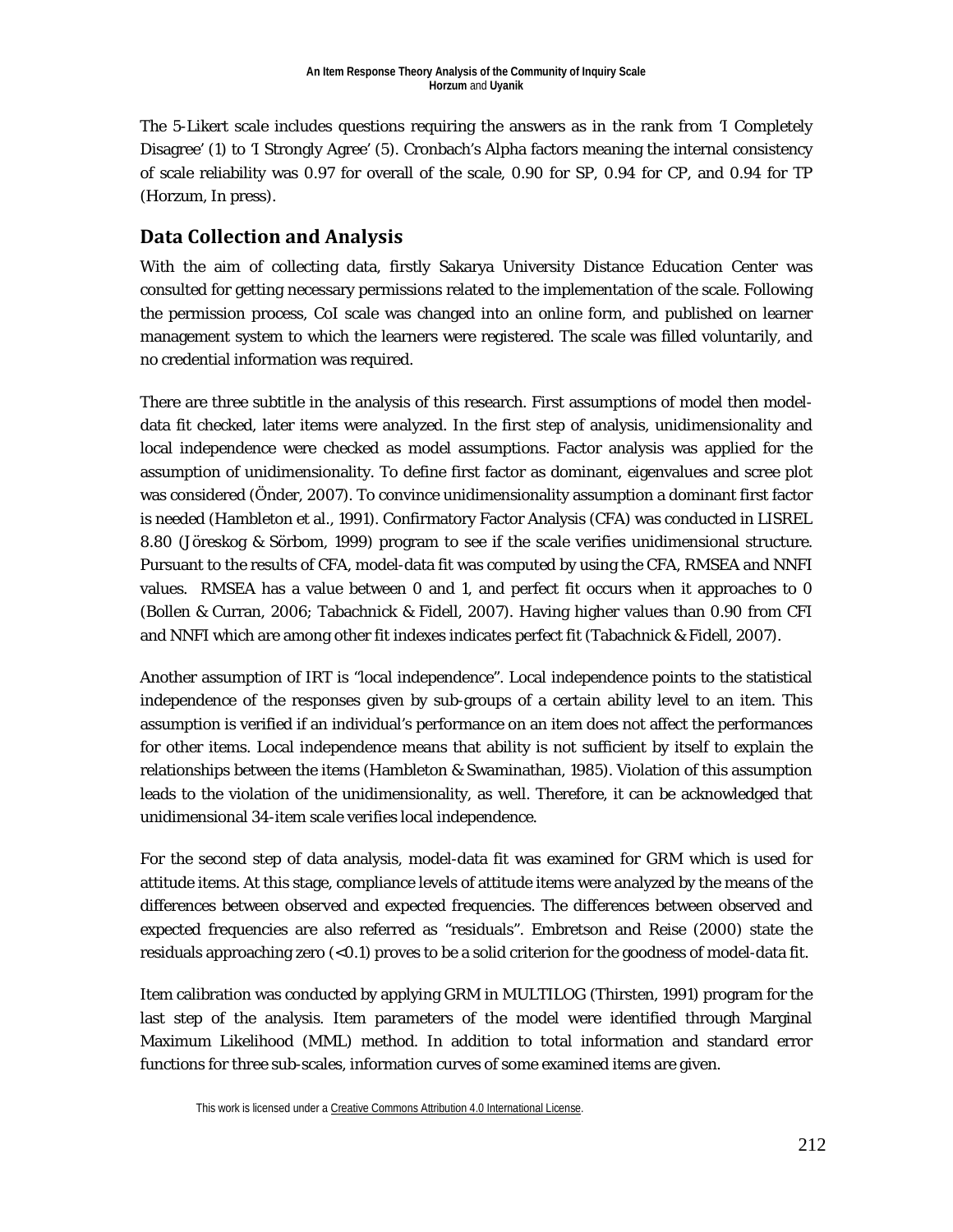The 5-Likert scale includes questions requiring the answers as in the rank from 'I Completely Disagree' (1) to 'I Strongly Agree' (5). Cronbach's Alpha factors meaning the internal consistency of scale reliability was 0.97 for overall of the scale, 0.90 for SP, 0.94 for CP, and 0.94 for TP (Horzum, In press).

## Data Collection and Analysis

With the aim of collecting data, firstly Sakarya University Distance Education Center was consulted for getting necessary permissions related to the implementation of the scale. Following the permission process, CoI scale was changed into an online form, and published on learner management system to which the learners were registered. The scale was filled voluntarily, and no credential information was required.

There are three subtitle in the analysis of this research. First assumptions of model then model-data fit checked, later items were analyzed. In the first step of analysis, unidimensionality and local independence were checked as model assumptions. Factor analysis was applied for the assumption of unidimensionality. To define first factor as dominant, eigenvalues and scree plot was considered (Önder, 2007). To convince unidimensionality assumption a dominant first factor is needed (Hambleton et al., 1991). Confirmatory Factor Analysis (CFA) was conducted in LISREL 8.80 (Jöreskog & Sörbom, 1999) program to see if the scale verifies unidimensional structure. Pursuant to the results of CFA, model-data fit was computed by using the CFA, RMSEA and NNFI values. RMSEA has a value between 0 and 1, and perfect fit occurs when it approaches to 0 (Bollen & Curran, 2006; Tabachnick & Fidell, 2007). Having higher values than 0.90 from CFI and NNFI which are among other fit indexes indicates perfect fit (Tabachnick & Fidell, 2007).

Another assumption of IRT is "local independence". Local independence points to the statistical independence of the responses given by sub-groups of a certain ability level to an item. This assumption is verified if an individual's performance on an item does not affect the performances for other items. Local independence means that ability is not sufficient by itself to explain the relationships between the items (Hambleton & Swaminathan, 1985). Violation of this assumption leads to the violation of the unidimensionality, as well. Therefore, it can be acknowledged that unidimensional 34-item scale verifies local independence.

For the second step of data analysis, model-data fit was examined for GRM which is used for attitude items. At this stage, compliance levels of attitude items were analyzed by the means of the differences between observed and expected frequencies. The differences between observed and expected frequencies are also referred as "residuals". Embretson and Reise (2000) state the residuals approaching zero (<0.1) proves to be a solid criterion for the goodness of model-data fit.

Item calibration was conducted by applying GRM in MULTILOG (Thirsten, 1991) program for the last step of the analysis. Item parameters of the model were identified through Marginal Maximum Likelihood (MML) method. In addition to total information and standard error functions for three sub-scales, information curves of some examined items are given.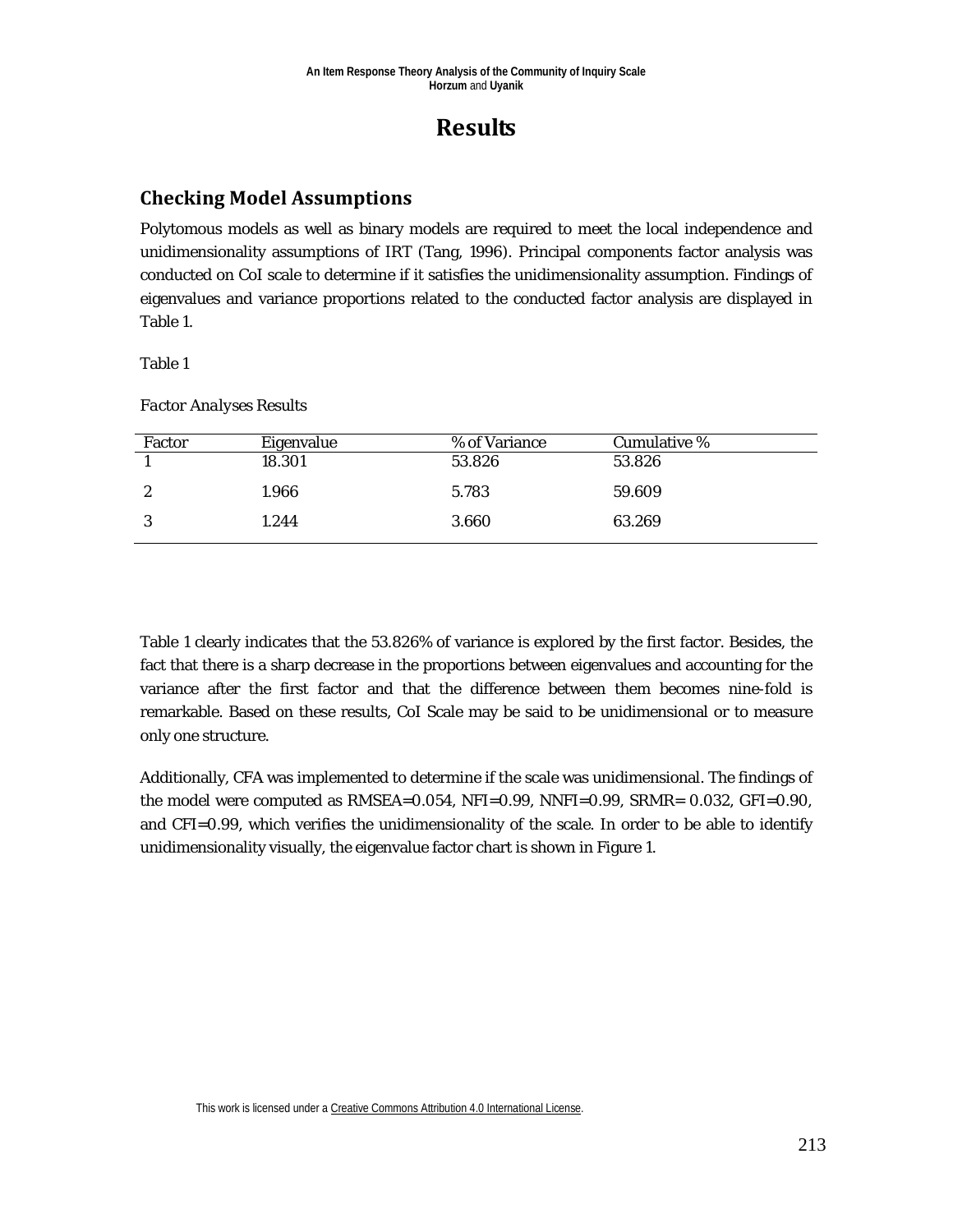# Results

## Checking Model Assumptions

Polytomous models as well as binary models are required to meet the local independence and unidimensionality assumptions of IRT (Tang, 1996). Principal components factor analysis was conducted on CoI scale to determine if it satisfies the unidimensionality assumption. Findings of eigenvalues and variance proportions related to the conducted factor analysis are displayed in Table 1.

Table 1

*Factor Analyses Results*

| Factor | Eigenvalue | % of Variance | Cumulative % |
|---|---|---|---|
| 1 | 18.301 | 53.826 | 53.826 |
| 2 | 1.966 | 5.783 | 59.609 |
| 3 | 1.244 | 3.660 | 63.269 |

Table 1 clearly indicates that the 53.826% of variance is explored by the first factor. Besides, the fact that there is a sharp decrease in the proportions between eigenvalues and accounting for the variance after the first factor and that the difference between them becomes nine-fold is remarkable. Based on these results, CoI Scale may be said to be unidimensional or to measure only one structure.

Additionally, CFA was implemented to determine if the scale was unidimensional. The findings of the model were computed as RMSEA=0.054, NFI=0.99, NNFI=0.99, SRMR= 0.032, GFI=0.90, and CFI=0.99, which verifies the unidimensionality of the scale. In order to be able to identify unidimensionality visually, the eigenvalue factor chart is shown in Figure 1.

This work is licensed under a Creative Commons Attribution 4.0 International License.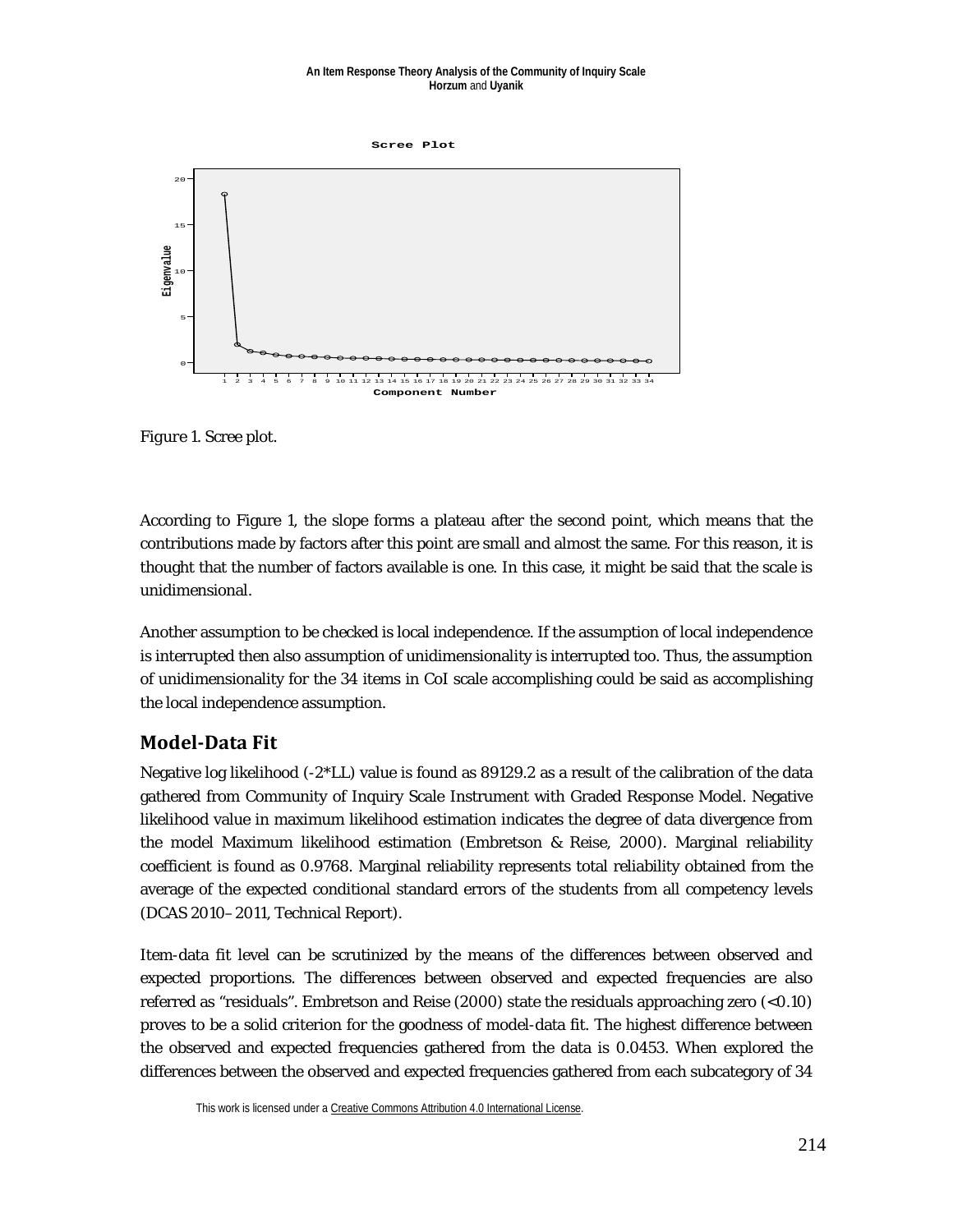*Figure 1.* Scree plot.

According to Figure 1, the slope forms a plateau after the second point, which means that the contributions made by factors after this point are small and almost the same. For this reason, it is thought that the number of factors available is one. In this case, it might be said that the scale is unidimensional.

Another assumption to be checked is local independence. If the assumption of local independence is interrupted then also assumption of unidimensionality is interrupted too. Thus, the assumption of unidimensionality for the 34 items in CoI scale accomplishing could be said as accomplishing the local independence assumption.

## Model-Data Fit

Negative log likelihood (-2*LL) value is found as 89129.2 as a result of the calibration of the data gathered from Community of Inquiry Scale Instrument with Graded Response Model. Negative likelihood value in maximum likelihood estimation indicates the degree of data divergence from the model Maximum likelihood estimation (Embretson & Reise, 2000). Marginal reliability coefficient is found as 0.9768. Marginal reliability represents total reliability obtained from the average of the expected conditional standard errors of the students from all competency levels (DCAS 2010–2011, Technical Report).

Item-data fit level can be scrutinized by the means of the differences between observed and expected proportions. The differences between observed and expected frequencies are also referred as "residuals". Embretson and Reise (2000) state the residuals approaching zero (<0.10) proves to be a solid criterion for the goodness of model-data fit. The highest difference between the observed and expected frequencies gathered from the data is 0.0453. When explored the differences between the observed and expected frequencies gathered from each subcategory of 34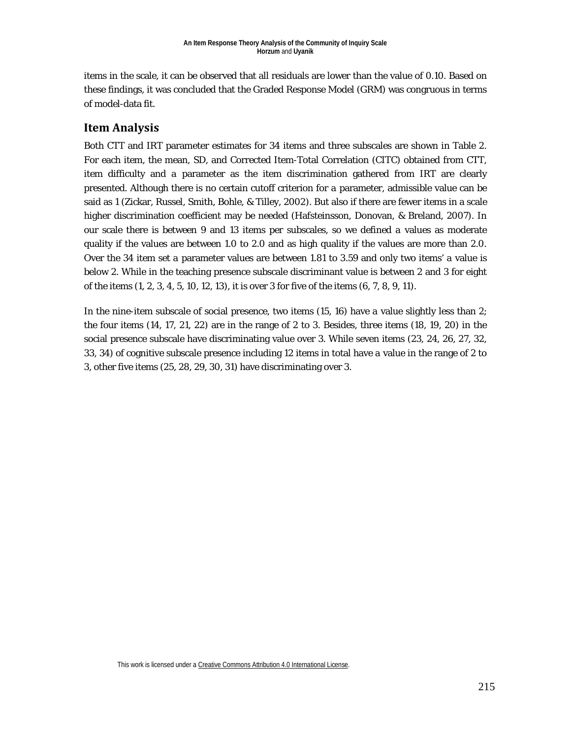items in the scale, it can be observed that all residuals are lower than the value of 0.10. Based on these findings, it was concluded that the Graded Response Model (GRM) was congruous in terms of model-data fit.

## Item Analysis

Both CTT and IRT parameter estimates for 34 items and three subscales are shown in Table 2. For each item, the mean, SD, and Corrected Item-Total Correlation (CITC) obtained from CTT, item difficulty and a parameter as the item discrimination gathered from IRT are clearly presented. Although there is no certain cutoff criterion for a parameter, admissible value can be said as 1 (Zickar, Russel, Smith, Bohle, & Tilley, 2002). But also if there are fewer items in a scale higher discrimination coefficient may be needed (Hafsteinsson, Donovan, & Breland, 2007). In our scale there is between 9 and 13 items per subscales, so we defined a values as moderate quality if the values are between 1.0 to 2.0 and as high quality if the values are more than 2.0. Over the 34 item set a parameter values are between 1.81 to 3.59 and only two items' a value is below 2. While in the teaching presence subscale discriminant value is between 2 and 3 for eight of the items (1, 2, 3, 4, 5, 10, 12, 13), it is over 3 for five of the items (6, 7, 8, 9, 11).

In the nine-item subscale of social presence, two items (15, 16) have a value slightly less than 2; the four items (14, 17, 21, 22) are in the range of 2 to 3. Besides, three items (18, 19, 20) in the social presence subscale have discriminating value over 3. While seven items (23, 24, 26, 27, 32, 33, 34) of cognitive subscale presence including 12 items in total have a value in the range of 2 to 3, other five items (25, 28, 29, 30, 31) have discriminating over 3.

This work is licensed under a Creative Commons Attribution 4.0 International License.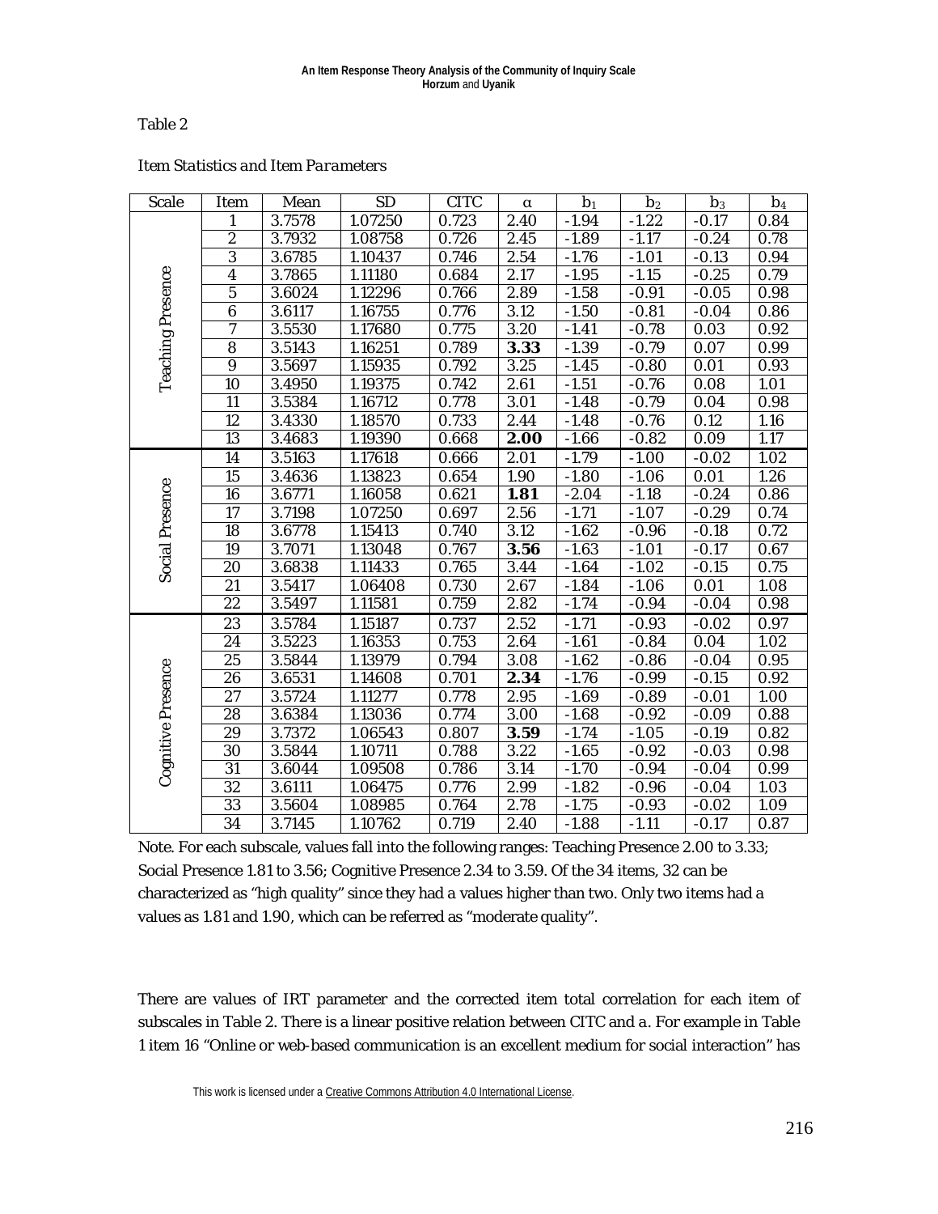Table 2

*Item Statistics and Item Parameters*

| Scale | Item | Mean | SD | CITC | α | $b_1$ | $b_2$ | $b_3$ | $b_4$ |
|---|---|---|---|---|---|---|---|---|---|
| Teaching Presence | 1 | 3.7578 | 1.07250 | 0.723 | 2.40 | -1.94 | -1.22 | -0.17 | 0.84 |
| | 2 | 3.7932 | 1.08758 | 0.726 | 2.45 | -1.89 | -1.17 | -0.24 | 0.78 |
| | 3 | 3.6785 | 1.10437 | 0.746 | 2.54 | -1.76 | -1.01 | -0.13 | 0.94 |
| | 4 | 3.7865 | 1.11180 | 0.684 | 2.17 | -1.95 | -1.15 | -0.25 | 0.79 |
| | 5 | 3.6024 | 1.12296 | 0.766 | 2.89 | -1.58 | -0.91 | -0.05 | 0.98 |
| | 6 | 3.6117 | 1.16755 | 0.776 | 3.12 | -1.50 | -0.81 | -0.04 | 0.86 |
| | 7 | 3.5530 | 1.17680 | 0.775 | 3.20 | -1.41 | -0.78 | 0.03 | 0.92 |
| | 8 | 3.5143 | 1.16251 | 0.789 | **3.33** | -1.39 | -0.79 | 0.07 | 0.99 |
| | 9 | 3.5697 | 1.15935 | 0.792 | 3.25 | -1.45 | -0.80 | 0.01 | 0.93 |
| | 10 | 3.4950 | 1.19375 | 0.742 | 2.61 | -1.51 | -0.76 | 0.08 | 1.01 |
| | 11 | 3.5384 | 1.16712 | 0.778 | 3.01 | -1.48 | -0.79 | 0.04 | 0.98 |
| | 12 | 3.4330 | 1.18570 | 0.733 | 2.44 | -1.48 | -0.76 | 0.12 | 1.16 |
| | 13 | 3.4683 | 1.19390 | 0.668 | **2.00** | -1.66 | -0.82 | 0.09 | 1.17 |
| Social Presence | 14 | 3.5163 | 1.17618 | 0.666 | 2.01 | -1.79 | -1.00 | -0.02 | 1.02 |
| | 15 | 3.4636 | 1.13823 | 0.654 | 1.90 | -1.80 | -1.06 | 0.01 | 1.26 |
| | 16 | 3.6771 | 1.16058 | 0.621 | **1.81** | -2.04 | -1.18 | -0.24 | 0.86 |
| | 17 | 3.7198 | 1.07250 | 0.697 | 2.56 | -1.71 | -1.07 | -0.29 | 0.74 |
| | 18 | 3.6778 | 1.15413 | 0.740 | 3.12 | -1.62 | -0.96 | -0.18 | 0.72 |
| | 19 | 3.7071 | 1.13048 | 0.767 | **3.56** | -1.63 | -1.01 | -0.17 | 0.67 |
| | 20 | 3.6838 | 1.11433 | 0.765 | 3.44 | -1.64 | -1.02 | -0.15 | 0.75 |
| | 21 | 3.5417 | 1.06408 | 0.730 | 2.67 | -1.84 | -1.06 | 0.01 | 1.08 |
| | 22 | 3.5497 | 1.11581 | 0.759 | 2.82 | -1.74 | -0.94 | -0.04 | 0.98 |
| Cognitive Presence | 23 | 3.5784 | 1.15187 | 0.737 | 2.52 | -1.71 | -0.93 | -0.02 | 0.97 |
| | 24 | 3.5223 | 1.16353 | 0.753 | 2.64 | -1.61 | -0.84 | 0.04 | 1.02 |
| | 25 | 3.5844 | 1.13979 | 0.794 | 3.08 | -1.62 | -0.86 | -0.04 | 0.95 |
| | 26 | 3.6531 | 1.14608 | 0.701 | **2.34** | -1.76 | -0.99 | -0.15 | 0.92 |
| | 27 | 3.5724 | 1.11277 | 0.778 | 2.95 | -1.69 | -0.89 | -0.01 | 1.00 |
| | 28 | 3.6384 | 1.13036 | 0.774 | 3.00 | -1.68 | -0.92 | -0.09 | 0.88 |
| | 29 | 3.7372 | 1.06543 | 0.807 | **3.59** | -1.74 | -1.05 | -0.19 | 0.82 |
| | 30 | 3.5844 | 1.10711 | 0.788 | 3.22 | -1.65 | -0.92 | -0.03 | 0.98 |
| | 31 | 3.6044 | 1.09508 | 0.786 | 3.14 | -1.70 | -0.94 | -0.04 | 0.99 |
| | 32 | 3.6111 | 1.06475 | 0.776 | 2.99 | -1.82 | -0.96 | -0.04 | 1.03 |
| | 33 | 3.5604 | 1.08985 | 0.764 | 2.78 | -1.75 | -0.93 | -0.02 | 1.09 |
| | 34 | 3.7145 | 1.10762 | 0.719 | 2.40 | -1.88 | -1.11 | -0.17 | 0.87 |

Note. For each subscale, values fall into the following ranges: Teaching Presence 2.00 to 3.33; Social Presence 1.81 to 3.56; Cognitive Presence 2.34 to 3.59. Of the 34 items, 32 can be characterized as "high quality" since they had a values higher than two. Only two items had a values as 1.81 and 1.90, which can be referred as "moderate quality".

There are values of IRT parameter and the corrected item total correlation for each item of subscales in Table 2. There is a linear positive relation between CITC and *a*. For example in Table 1 item 16 "Online or web-based communication is an excellent medium for social interaction" has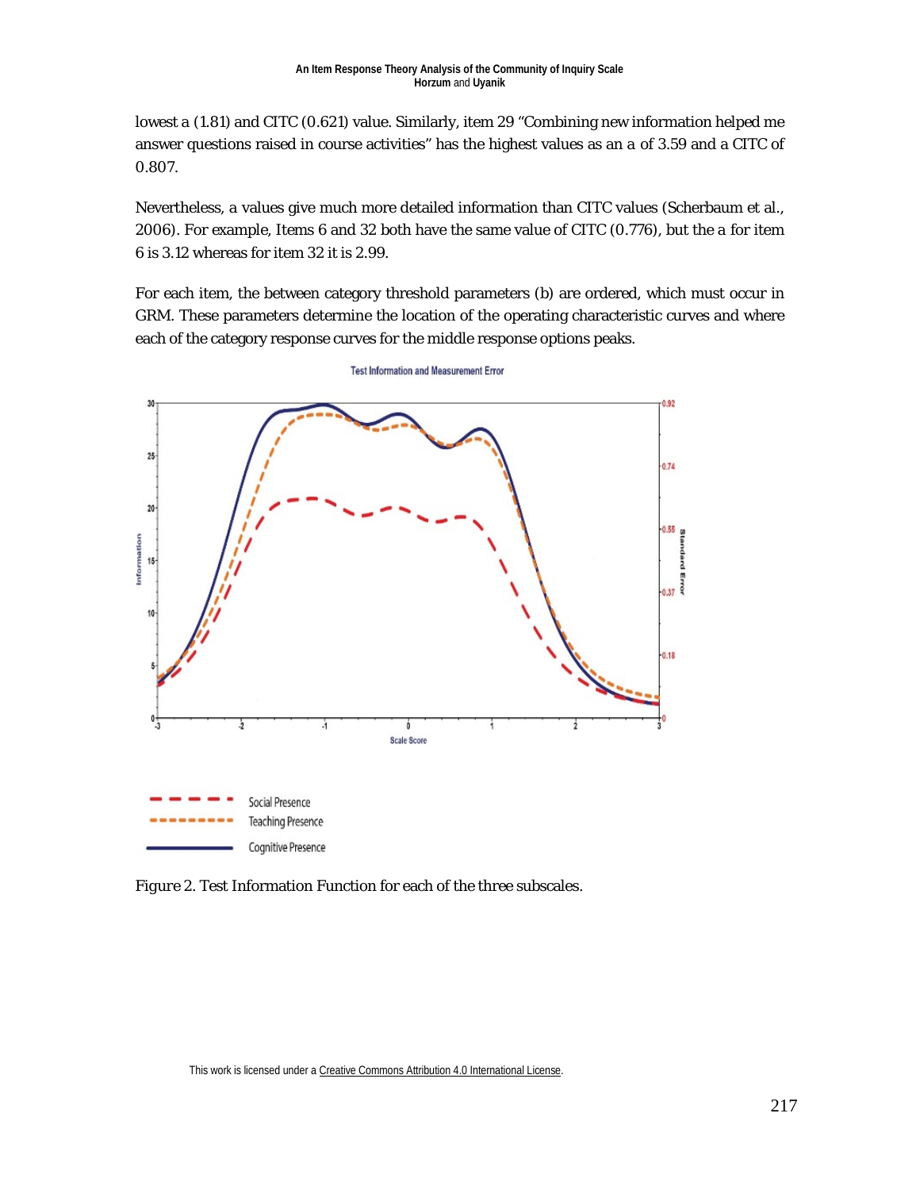lowest a (1.81) and CITC (0.621) value. Similarly, item 29 “Combining new information helped me answer questions raised in course activities” has the highest values as an *a* of 3.59 and a CITC of 0.807.

Nevertheless, a values give much more detailed information than CITC values (Scherbaum et al., 2006). For example, Items 6 and 32 both have the same value of CITC (0.776), but the a for item 6 is 3.12 whereas for item 32 it is 2.99.

For each item, the between category threshold parameters (b) are ordered, which must occur in GRM. These parameters determine the location of the operating characteristic curves and where each of the category response curves for the middle response options peaks.

Figure 2. Test Information Function for each of the three subscales.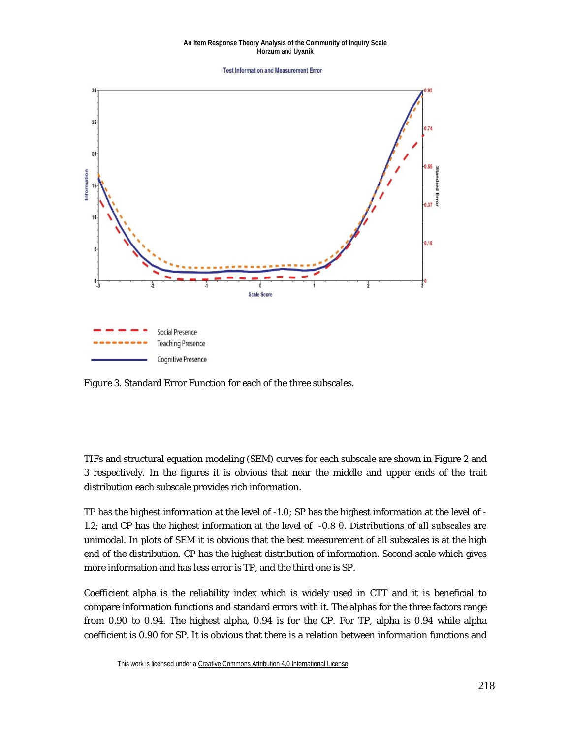Figure 3. Standard Error Function for each of the three subscales.

TIFs and structural equation modeling (SEM) curves for each subscale are shown in Figure 2 and 3 respectively. In the figures it is obvious that near the middle and upper ends of the trait distribution each subscale provides rich information.

TP has the highest information at the level of -1.0; SP has the highest information at the level of -1.2; and CP has the highest information at the level of -0.8 θ. Distributions of all subscales are unimodal. In plots of SEM it is obvious that the best measurement of all subscales is at the high end of the distribution. CP has the highest distribution of information. Second scale which gives more information and has less error is TP, and the third one is SP.

Coefficient alpha is the reliability index which is widely used in CTT and it is beneficial to compare information functions and standard errors with it. The alphas for the three factors range from 0.90 to 0.94. The highest alpha, 0.94 is for the CP. For TP, alpha is 0.94 while alpha coefficient is 0.90 for SP. It is obvious that there is a relation between information functions and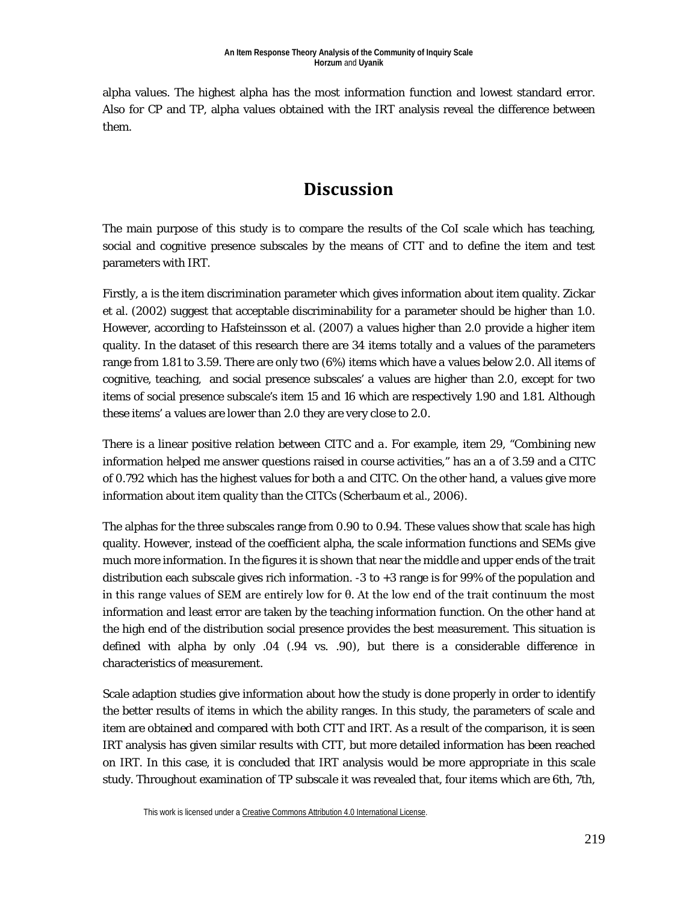alpha values. The highest alpha has the most information function and lowest standard error. Also for CP and TP, alpha values obtained with the IRT analysis reveal the difference between them.

# Discussion

The main purpose of this study is to compare the results of the CoI scale which has teaching, social and cognitive presence subscales by the means of CTT and to define the item and test parameters with IRT.

Firstly, *a* is the item discrimination parameter which gives information about item quality. Zickar et al. (2002) suggest that acceptable discriminability for a parameter should be higher than 1.0. However, according to Hafsteinsson et al. (2007) *a* values higher than 2.0 provide a higher item quality. In the dataset of this research there are 34 items totally and *a* values of the parameters range from 1.81 to 3.59. There are only two (6%) items which have *a* values below 2.0. All items of cognitive, teaching, and social presence subscales' *a* values are higher than 2.0, except for two items of social presence subscale's item 15 and 16 which are respectively 1.90 and 1.81. Although these items' *a* values are lower than 2.0 they are very close to 2.0.

There is a linear positive relation between CITC and *a*. For example, item 29, "Combining new information helped me answer questions raised in course activities," has an *a* of 3.59 and a CITC of 0.792 which has the highest values for both *a* and CITC. On the other hand, *a* values give more information about item quality than the CITCs (Scherbaum et al., 2006).

The alphas for the three subscales range from 0.90 to 0.94. These values show that scale has high quality. However, instead of the coefficient alpha, the scale information functions and SEMs give much more information. In the figures it is shown that near the middle and upper ends of the trait distribution each subscale gives rich information. -3 to +3 range is for 99% of the population and in this range values of SEM are entirely low for θ. At the low end of the trait continuum the most information and least error are taken by the teaching information function. On the other hand at the high end of the distribution social presence provides the best measurement. This situation is defined with alpha by only .04 (.94 vs. .90), but there is a considerable difference in characteristics of measurement.

Scale adaption studies give information about how the study is done properly in order to identify the better results of items in which the ability ranges. In this study, the parameters of scale and item are obtained and compared with both CTT and IRT. As a result of the comparison, it is seen IRT analysis has given similar results with CTT, but more detailed information has been reached on IRT. In this case, it is concluded that IRT analysis would be more appropriate in this scale study. Throughout examination of TP subscale it was revealed that, four items which are 6th, 7th,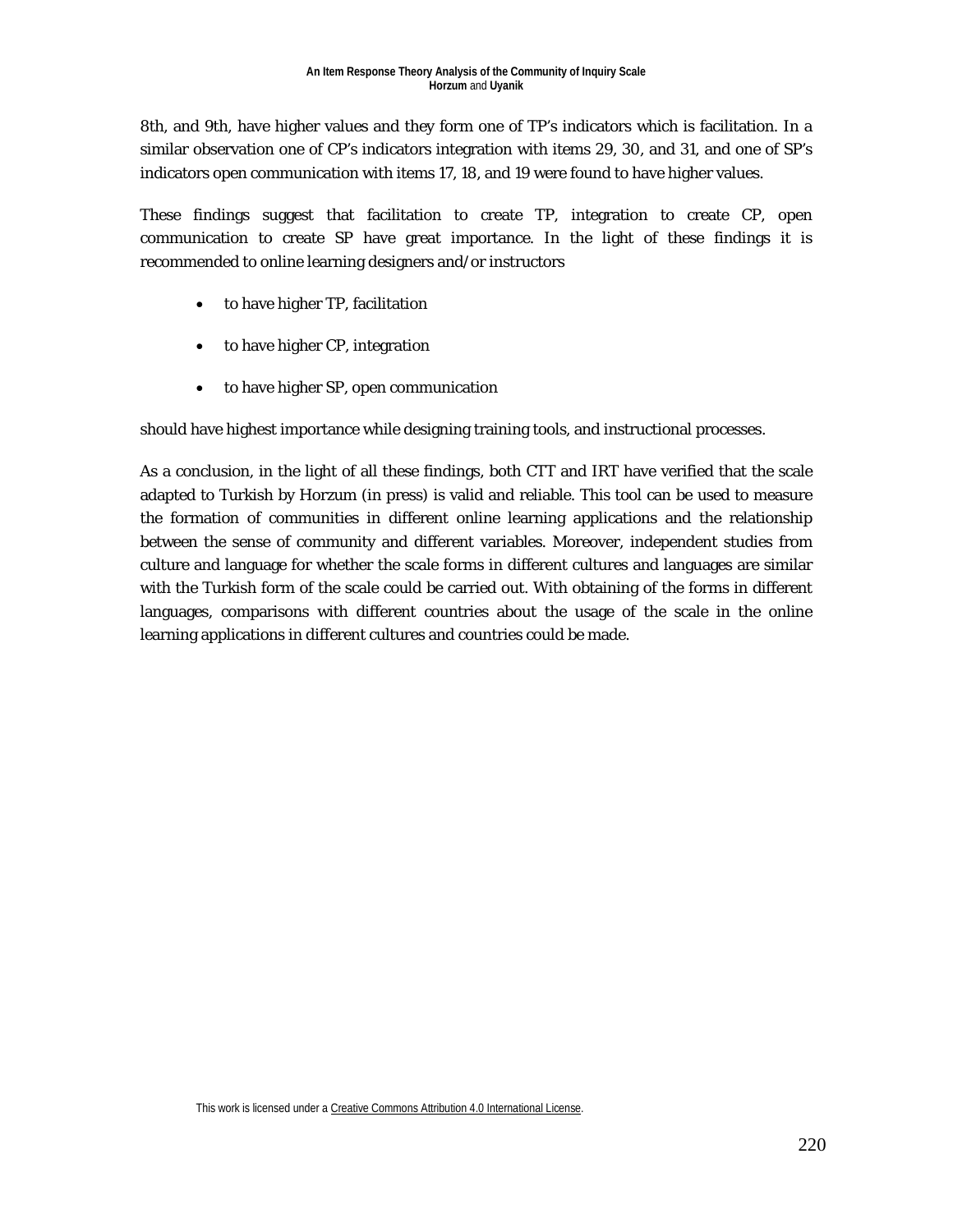8th, and 9th, have higher values and they form one of TP's indicators which is facilitation. In a similar observation one of CP's indicators integration with items 29, 30, and 31, and one of SP's indicators open communication with items 17, 18, and 19 were found to have higher values.

These findings suggest that facilitation to create TP, integration to create CP, open communication to create SP have great importance. In the light of these findings it is recommended to online learning designers and/or instructors

- to have higher TP, facilitation
- to have higher CP, integration
- to have higher SP, open communication

should have highest importance while designing training tools, and instructional processes.

As a conclusion, in the light of all these findings, both CTT and IRT have verified that the scale adapted to Turkish by Horzum (in press) is valid and reliable. This tool can be used to measure the formation of communities in different online learning applications and the relationship between the sense of community and different variables. Moreover, independent studies from culture and language for whether the scale forms in different cultures and languages are similar with the Turkish form of the scale could be carried out. With obtaining of the forms in different languages, comparisons with different countries about the usage of the scale in the online learning applications in different cultures and countries could be made.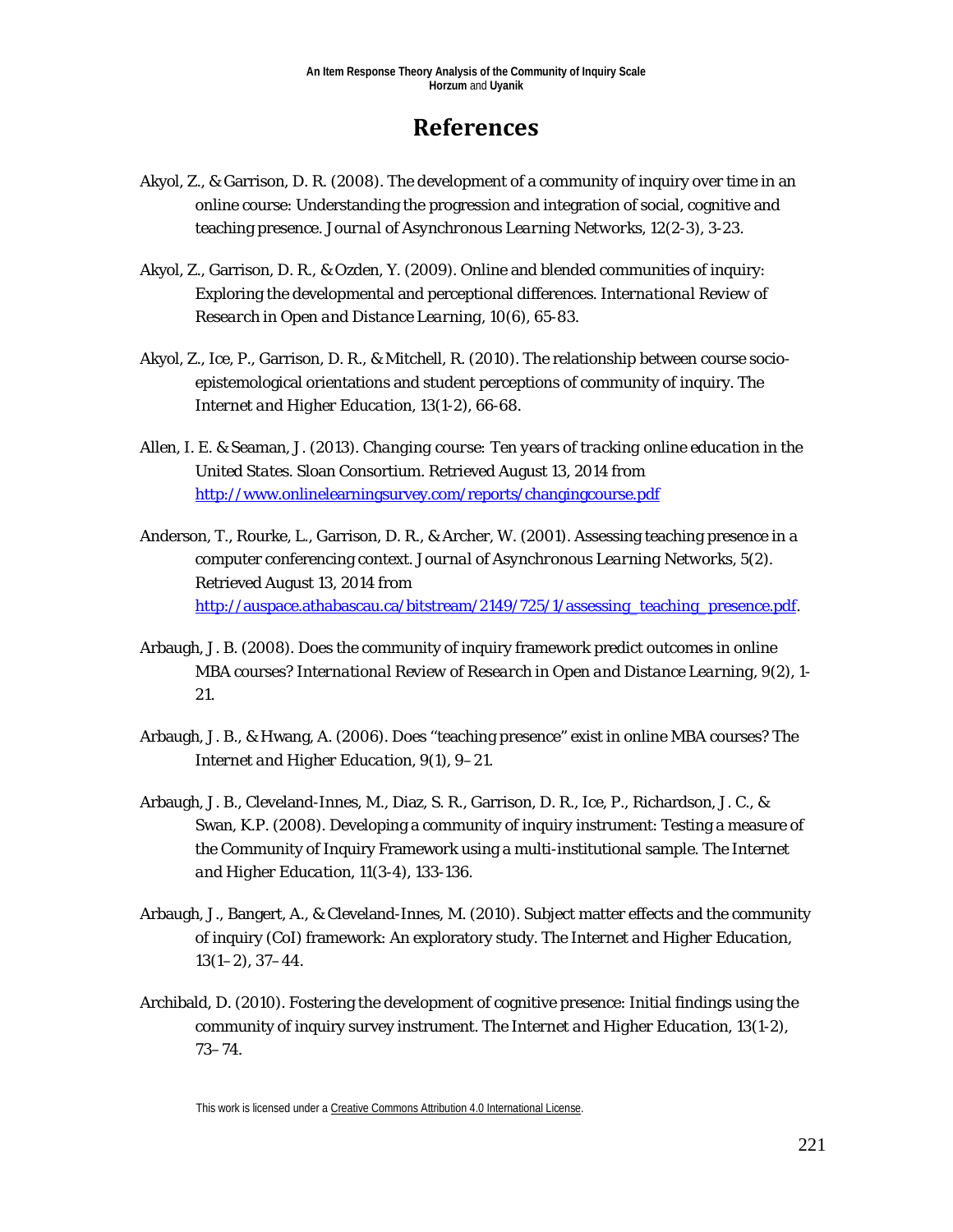# References

Akyol, Z., & Garrison, D. R. (2008). The development of a community of inquiry over time in an online course: Understanding the progression and integration of social, cognitive and teaching presence. *Journal of Asynchronous Learning Networks*, *12*(2-3), 3-23.

Akyol, Z., Garrison, D. R., & Ozden, Y. (2009). Online and blended communities of inquiry: Exploring the developmental and perceptional differences. *International Review of Research in Open and Distance Learning*, *10*(6), 65-83.

Akyol, Z., Ice, P., Garrison, D. R., & Mitchell, R. (2010). The relationship between course socio-epistemological orientations and student perceptions of community of inquiry. *The Internet and Higher Education*, *13*(1-2), 66-68.

Allen, I. E. & Seaman, J. (2013). *Changing course: Ten years of tracking online education in the United States*. Sloan Consortium. Retrieved August 13, 2014 from [http://www.onlinelearningsurvey.com/reports/changingcourse.pdf](http://www.onlinelearningsurvey.com/reports/changingcourse.pdf)

Anderson, T., Rourke, L., Garrison, D. R., & Archer, W. (2001). Assessing teaching presence in a computer conferencing context. *Journal of Asynchronous Learning Networks*, *5*(2). Retrieved August 13, 2014 from [http://auspace.athabascau.ca/bitstream/2149/725/1/assessing_teaching_presence.pdf](http://auspace.athabascau.ca/bitstream/2149/725/1/assessing_teaching_presence.pdf).

Arbaugh, J. B. (2008). Does the community of inquiry framework predict outcomes in online MBA courses? *International Review of Research in Open and Distance Learning*, *9*(2), 1-21.

Arbaugh, J. B., & Hwang, A. (2006). Does ''teaching presence'' exist in online MBA courses? *The Internet and Higher Education*, *9*(1), 9–21.

Arbaugh, J. B., Cleveland-Innes, M., Diaz, S. R., Garrison, D. R., Ice, P., Richardson, J. C., & Swan, K.P. (2008). Developing a community of inquiry instrument: Testing a measure of the Community of Inquiry Framework using a multi-institutional sample. *The Internet and Higher Education*, *11*(3-4), 133-136.

Arbaugh, J., Bangert, A., & Cleveland-Innes, M. (2010). Subject matter effects and the community of inquiry (CoI) framework: An exploratory study. *The Internet and Higher Education*, *13*(1–2), 37–44.

Archibald, D. (2010). Fostering the development of cognitive presence: Initial findings using the community of inquiry survey instrument. *The Internet and Higher Education*, *13*(1-2), 73–74.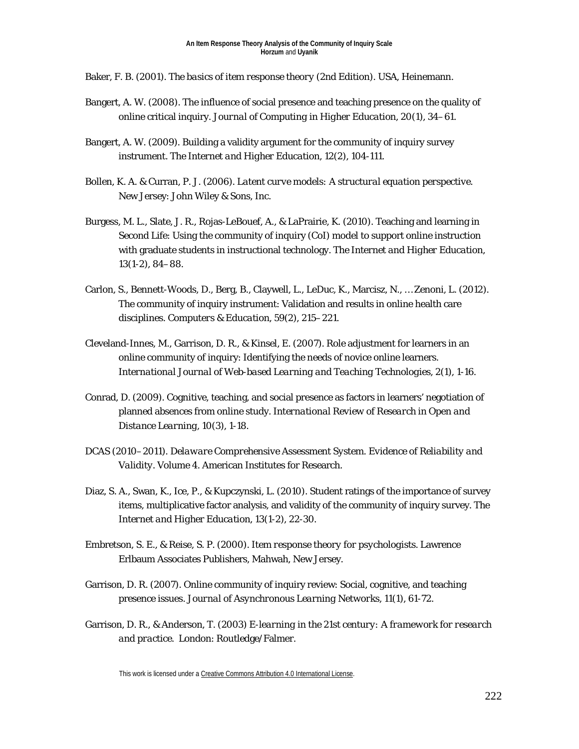Baker, F. B. (2001). *The basics of item response theory* (2nd Edition). USA, Heinemann.

Bangert, A. W. (2008). The influence of social presence and teaching presence on the quality of online critical inquiry. *Journal of Computing in Higher Education, 20*(1), 34–61.

Bangert, A. W. (2009). Building a validity argument for the community of inquiry survey instrument. *The Internet and Higher Education, 12*(2), 104-111.

Bollen, K. A. & Curran, P. J. (2006). *Latent curve models: A structural equation perspective*. New Jersey: John Wiley & Sons, Inc.

Burgess, M. L., Slate, J. R., Rojas-LeBouef, A., & LaPrairie, K. (2010). Teaching and learning in Second Life: Using the community of inquiry (CoI) model to support online instruction with graduate students in instructional technology. *The Internet and Higher Education, 13*(1-2), 84–88.

Carlon, S., Bennett-Woods, D., Berg, B., Claywell, L., LeDuc, K., Marcisz, N., … Zenoni, L. (2012). The community of inquiry instrument: Validation and results in online health care disciplines. *Computers & Education, 59*(2), 215–221.

Cleveland-Innes, M., Garrison, D. R., & Kinsel, E. (2007). Role adjustment for learners in an online community of inquiry: Identifying the needs of novice online learners. *International Journal of Web-based Learning and Teaching Technologies, 2*(1), 1-16.

Conrad, D. (2009). Cognitive, teaching, and social presence as factors in learners' negotiation of planned absences from online study. *International Review of Research in Open and Distance Learning, 10*(3), 1-18.

DCAS (2010–2011). *Delaware Comprehensive Assessment System. Evidence of Reliability and Validity*. Volume 4. American Institutes for Research.

Diaz, S. A., Swan, K., Ice, P., & Kupczynski, L. (2010). Student ratings of the importance of survey items, multiplicative factor analysis, and validity of the community of inquiry survey. *The Internet and Higher Education, 13*(1-2), 22-30.

Embretson, S. E., & Reise, S. P. (2000). *Item response theory for psychologists*. Lawrence Erlbaum Associates Publishers, Mahwah, New Jersey.

Garrison, D. R. (2007). Online community of inquiry review: Social, cognitive, and teaching presence issues. *Journal of Asynchronous Learning Networks, 11*(1), 61-72.

Garrison, D. R., & Anderson, T. (2003) *E-learning in the 21st century: A framework for research and practice*. London: Routledge/Falmer.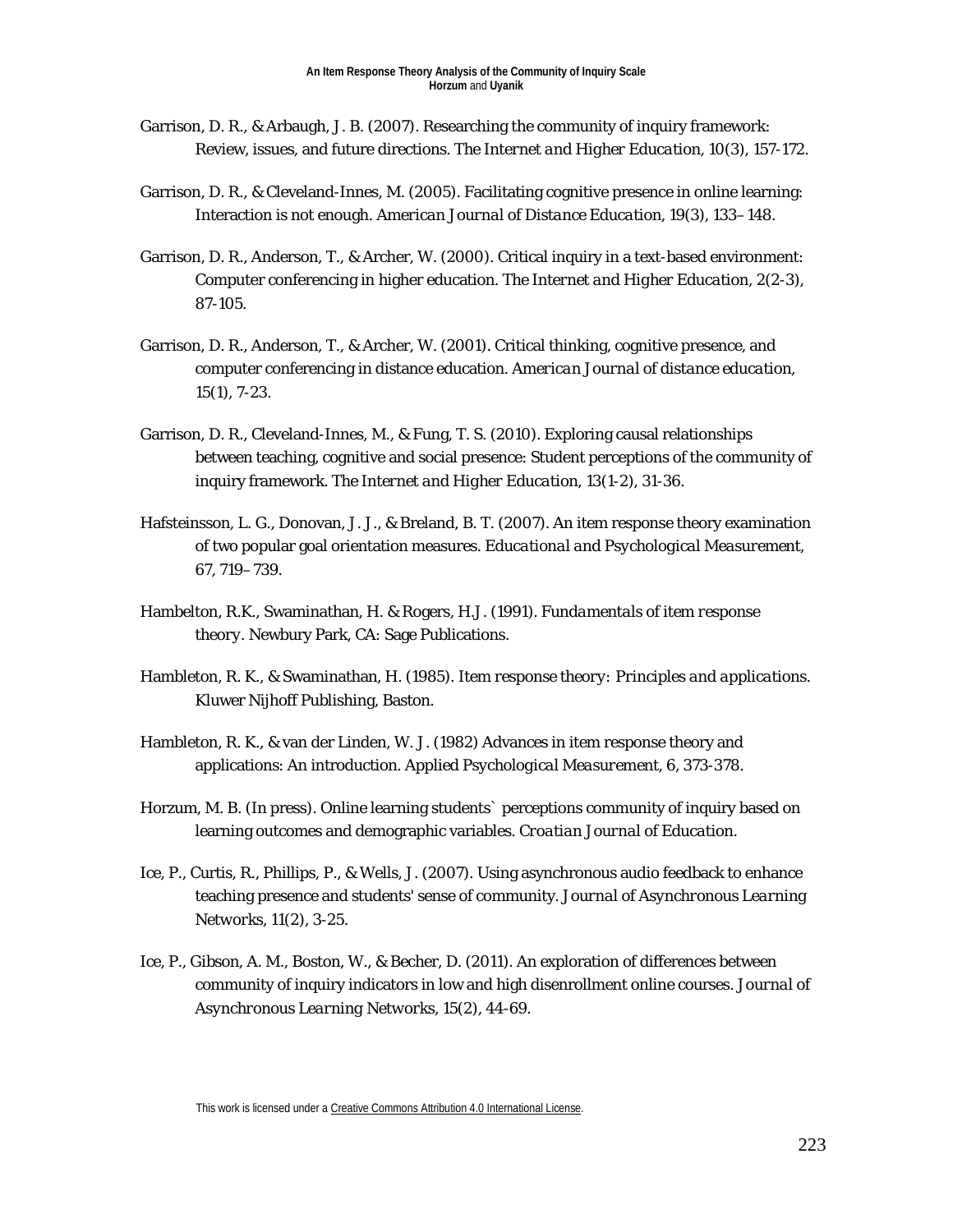Garrison, D. R., & Arbaugh, J. B. (2007). Researching the community of inquiry framework: Review, issues, and future directions. *The Internet and Higher Education*, 10(3), 157-172.

Garrison, D. R., & Cleveland-Innes, M. (2005). Facilitating cognitive presence in online learning: Interaction is not enough. *American Journal of Distance Education*, 19(3), 133–148.

Garrison, D. R., Anderson, T., & Archer, W. (2000). Critical inquiry in a text-based environment: Computer conferencing in higher education. *The Internet and Higher Education*, 2(2-3), 87-105.

Garrison, D. R., Anderson, T., & Archer, W. (2001). Critical thinking, cognitive presence, and computer conferencing in distance education. *American Journal of distance education*, 15(1), 7-23.

Garrison, D. R., Cleveland-Innes, M., & Fung, T. S. (2010). Exploring causal relationships between teaching, cognitive and social presence: Student perceptions of the community of inquiry framework. *The Internet and Higher Education*, 13(1-2), 31-36.

Hafsteinsson, L. G., Donovan, J. J., & Breland, B. T. (2007). An item response theory examination of two popular goal orientation measures. *Educational and Psychological Measurement*, 67, 719–739.

Hambelton, R.K., Swaminathan, H. & Rogers, H.J. (1991). *Fundamentals of item response theory*. Newbury Park, CA: Sage Publications.

Hambleton, R. K., & Swaminathan, H. (1985). *Item response theory: Principles and applications*. Kluwer Nijhoff Publishing, Baston.

Hambleton, R. K., & van der Linden, W. J. (1982) Advances in item response theory and applications: An introduction. *Applied Psychological Measurement*, 6, 373-378.

Horzum, M. B. (In press). Online learning students` perceptions community of inquiry based on learning outcomes and demographic variables. *Croatian Journal of Education*.

Ice, P., Curtis, R., Phillips, P., & Wells, J. (2007). Using asynchronous audio feedback to enhance teaching presence and students' sense of community. *Journal of Asynchronous Learning Networks*, 11(2), 3-25.

Ice, P., Gibson, A. M., Boston, W., & Becher, D. (2011). An exploration of differences between community of inquiry indicators in low and high disenrollment online courses. *Journal of Asynchronous Learning Networks*, 15(2), 44-69.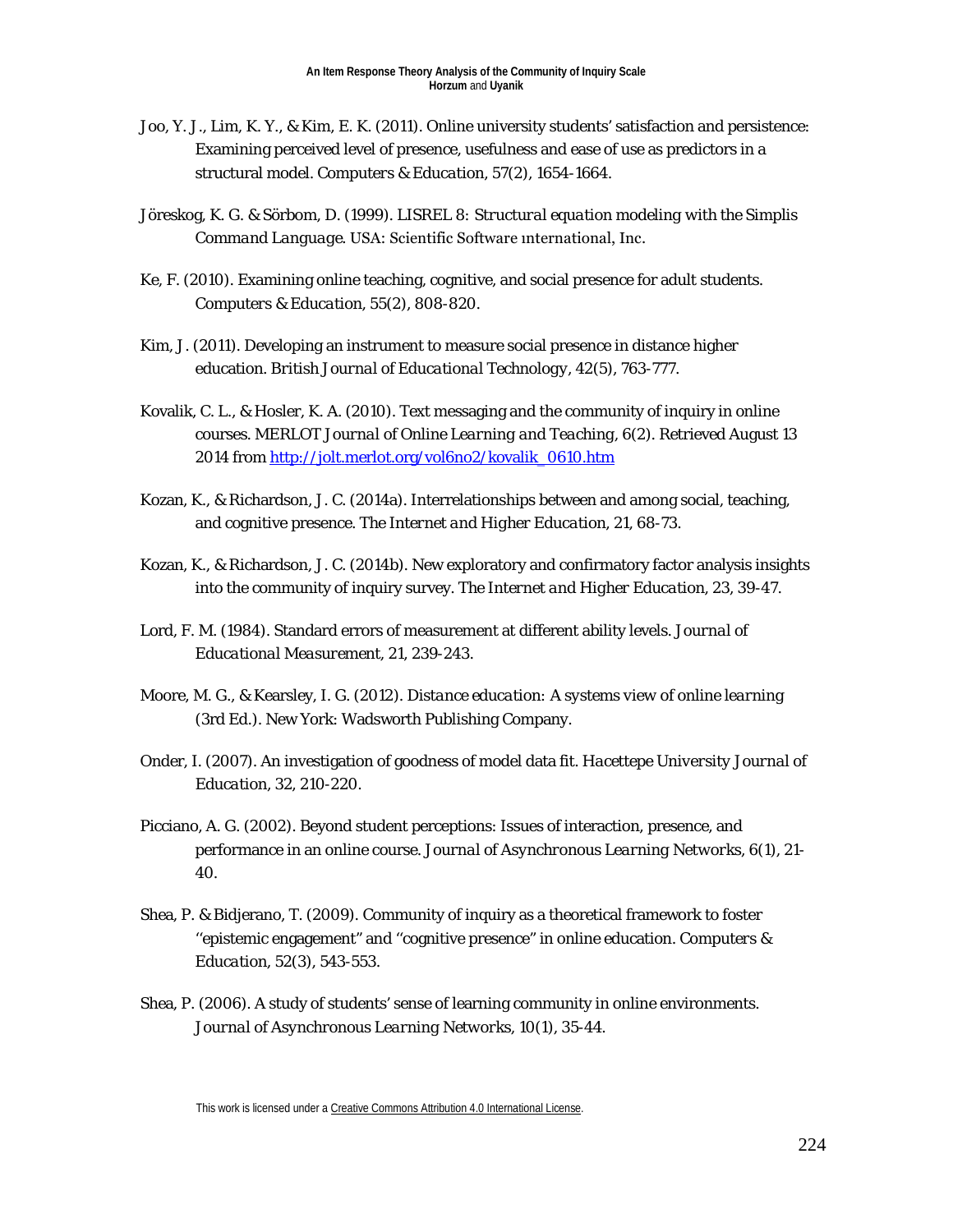Joo, Y. J., Lim, K. Y., & Kim, E. K. (2011). Online university students' satisfaction and persistence: Examining perceived level of presence, usefulness and ease of use as predictors in a structural model. *Computers & Education, 57*(2), 1654-1664.

Jöreskog, K. G. & Sörbom, D. (1999). *LISREL 8: Structural equation modeling with the Simplis Command Language*. USA: Scientific Software ınternational, Inc.

Ke, F. (2010). Examining online teaching, cognitive, and social presence for adult students. *Computers & Education, 55*(2), 808-820.

Kim, J. (2011). Developing an instrument to measure social presence in distance higher education. *British Journal of Educational Technology, 42*(5), 763-777.

Kovalik, C. L., & Hosler, K. A. (2010). Text messaging and the community of inquiry in online courses. *MERLOT Journal of Online Learning and Teaching, 6*(2). Retrieved August 13 2014 from [http://jolt.merlot.org/vol6no2/kovalik_0610.htm](http://jolt.merlot.org/vol6no2/kovalik_0610.htm)

Kozan, K., & Richardson, J. C. (2014a). Interrelationships between and among social, teaching, and cognitive presence. *The Internet and Higher Education, 21*, 68-73.

Kozan, K., & Richardson, J. C. (2014b). New exploratory and confirmatory factor analysis insights into the community of inquiry survey. *The Internet and Higher Education, 23*, 39-47.

Lord, F. M. (1984). Standard errors of measurement at different ability levels. *Journal of Educational Measurement, 21*, 239-243.

Moore, M. G., & Kearsley, I. G. (2012). *Distance education: A systems view of online learning* (3rd Ed.). New York: Wadsworth Publishing Company.

Onder, I. (2007). An investigation of goodness of model data fit. *Hacettepe University Journal of Education, 32*, 210-220.

Picciano, A. G. (2002). Beyond student perceptions: Issues of interaction, presence, and performance in an online course. *Journal of Asynchronous Learning Networks, 6*(1), 21-40.

Shea, P. & Bidjerano, T. (2009). Community of inquiry as a theoretical framework to foster ''epistemic engagement" and ''cognitive presence" in online education. *Computers & Education, 52*(3), 543-553.

Shea, P. (2006). A study of students' sense of learning community in online environments. *Journal of Asynchronous Learning Networks, 10*(1), 35-44.

This work is licensed under a [Creative Commons Attribution 4.0 International License](http://creativecommons.org/licenses/by/4.0/).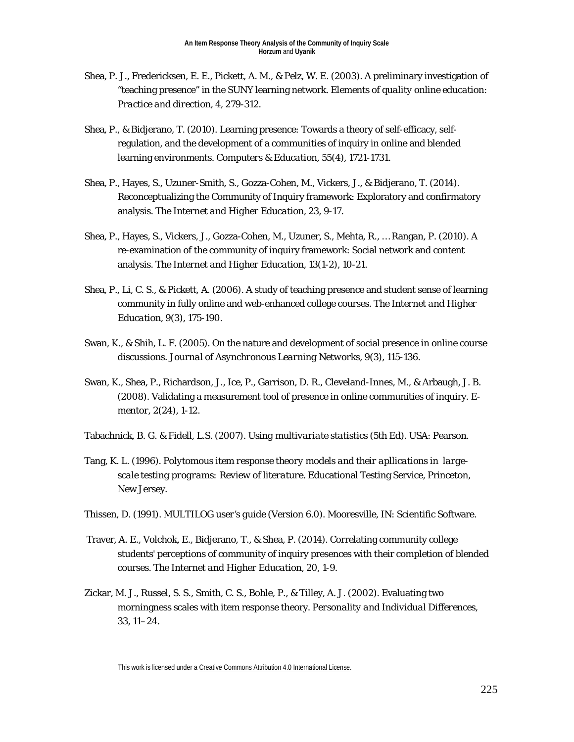Shea, P. J., Fredericksen, E. E., Pickett, A. M., & Pelz, W. E. (2003). A preliminary investigation of "teaching presence" in the SUNY learning network. *Elements of quality online education: Practice and direction, 4*, 279-312.

Shea, P., & Bidjerano, T. (2010). Learning presence: Towards a theory of self-efficacy, self-regulation, and the development of a communities of inquiry in online and blended learning environments. *Computers & Education, 55*(4), 1721-1731.

Shea, P., Hayes, S., Uzuner-Smith, S., Gozza-Cohen, M., Vickers, J., & Bidjerano, T. (2014). Reconceptualizing the Community of Inquiry framework: Exploratory and confirmatory analysis. *The Internet and Higher Education, 23*, 9-17.

Shea, P., Hayes, S., Vickers, J., Gozza-Cohen, M., Uzuner, S., Mehta, R., … Rangan, P. (2010). A re-examination of the community of inquiry framework: Social network and content analysis. *The Internet and Higher Education, 13*(1-2), 10-21.

Shea, P., Li, C. S., & Pickett, A. (2006). A study of teaching presence and student sense of learning community in fully online and web-enhanced college courses. *The Internet and Higher Education, 9*(3), 175-190.

Swan, K., & Shih, L. F. (2005). On the nature and development of social presence in online course discussions. *Journal of Asynchronous Learning Networks, 9*(3), 115-136.

Swan, K., Shea, P., Richardson, J., Ice, P., Garrison, D. R., Cleveland-Innes, M., & Arbaugh, J. B. (2008). Validating a measurement tool of presence in online communities of inquiry. *E-mentor, 2*(24), 1-12.

Tabachnick, B. G. & Fidell, L.S. (2007). *Using multivariate statistics* (5th Ed). USA: Pearson.

Tang, K. L. (1996). *Polytomous item response theory models and their apllications in large-scale testing programs: Review of literature*. Educational Testing Service, Princeton, New Jersey.

Thissen, D. (1991). MULTILOG user's guide (Version 6.0). Mooresville, IN: Scientific Software.

Traver, A. E., Volchok, E., Bidjerano, T., & Shea, P. (2014). Correlating community college students' perceptions of community of inquiry presences with their completion of blended courses. *The Internet and Higher Education, 20*, 1-9.

Zickar, M. J., Russel, S. S., Smith, C. S., Bohle, P., & Tilley, A. J. (2002). Evaluating two morningness scales with item response theory. *Personality and Individual Differences, 33*, 11–24.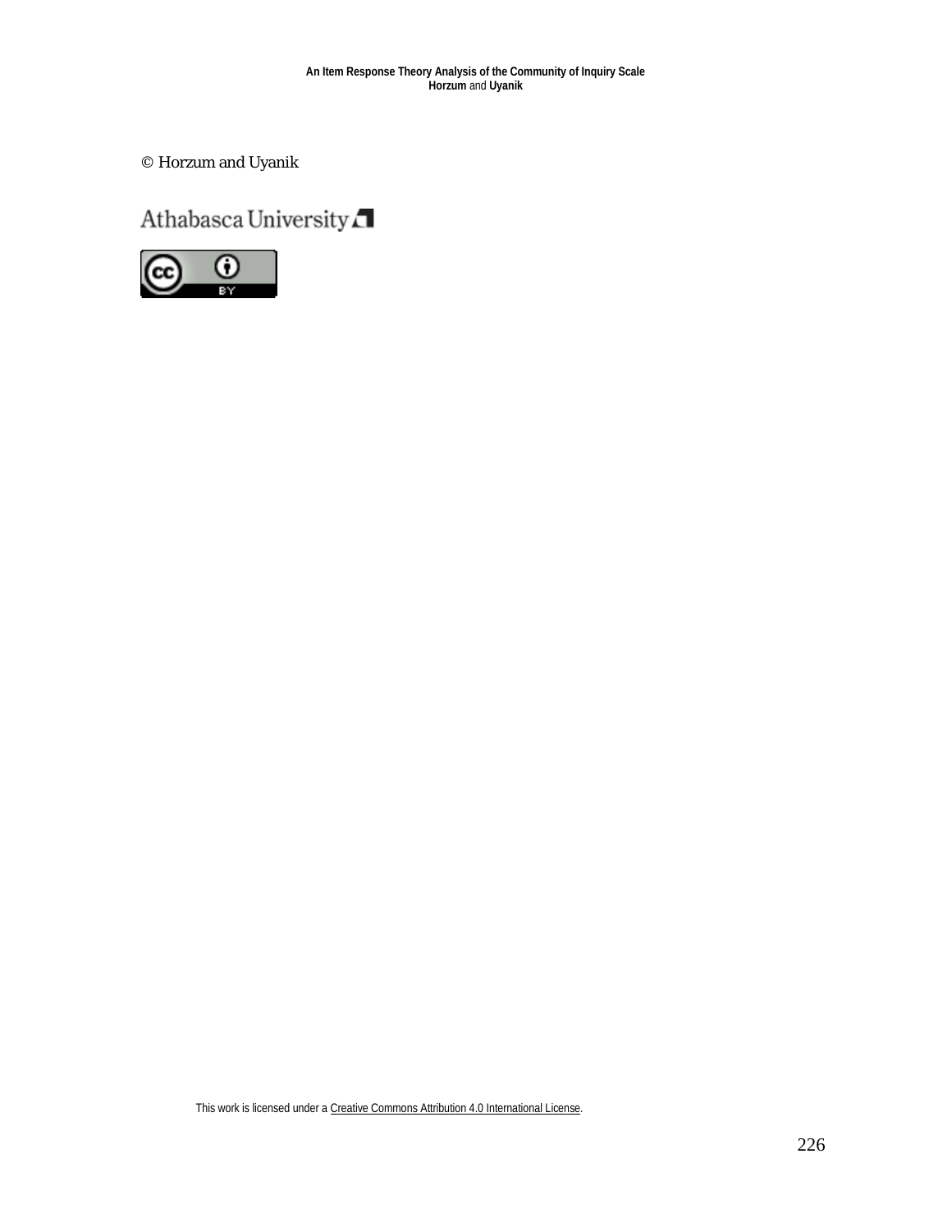© Horzum and Uyanik

Athabasca University

This work is licensed under a Creative Commons Attribution 4.0 International License.